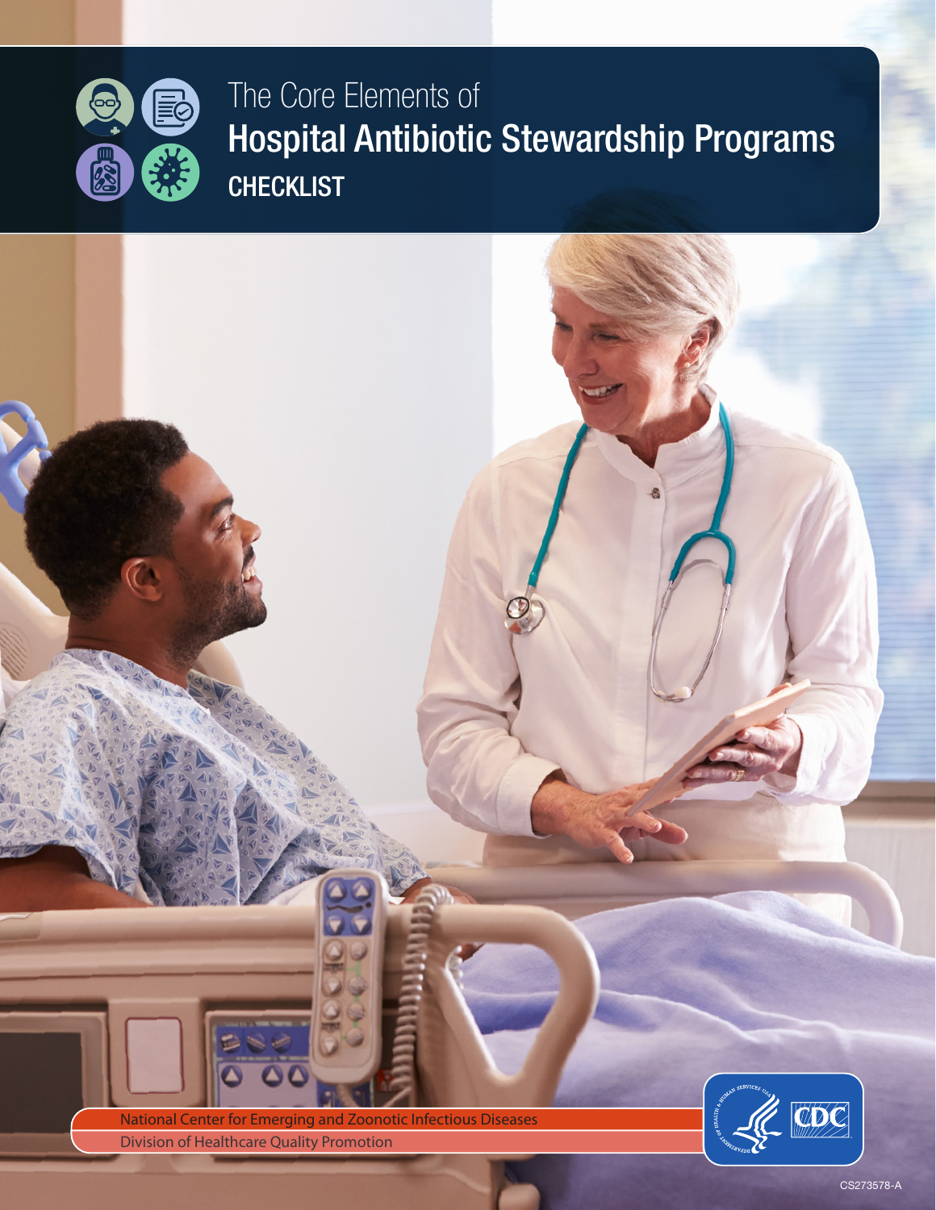# The Core Elements of Hospital Antibiotic Stewardship Programs

## CHECKLIST

National Center for Emerging and Zoonotic Infectious Diseases

Division of Healthcare Quality Promotion

CS273578-A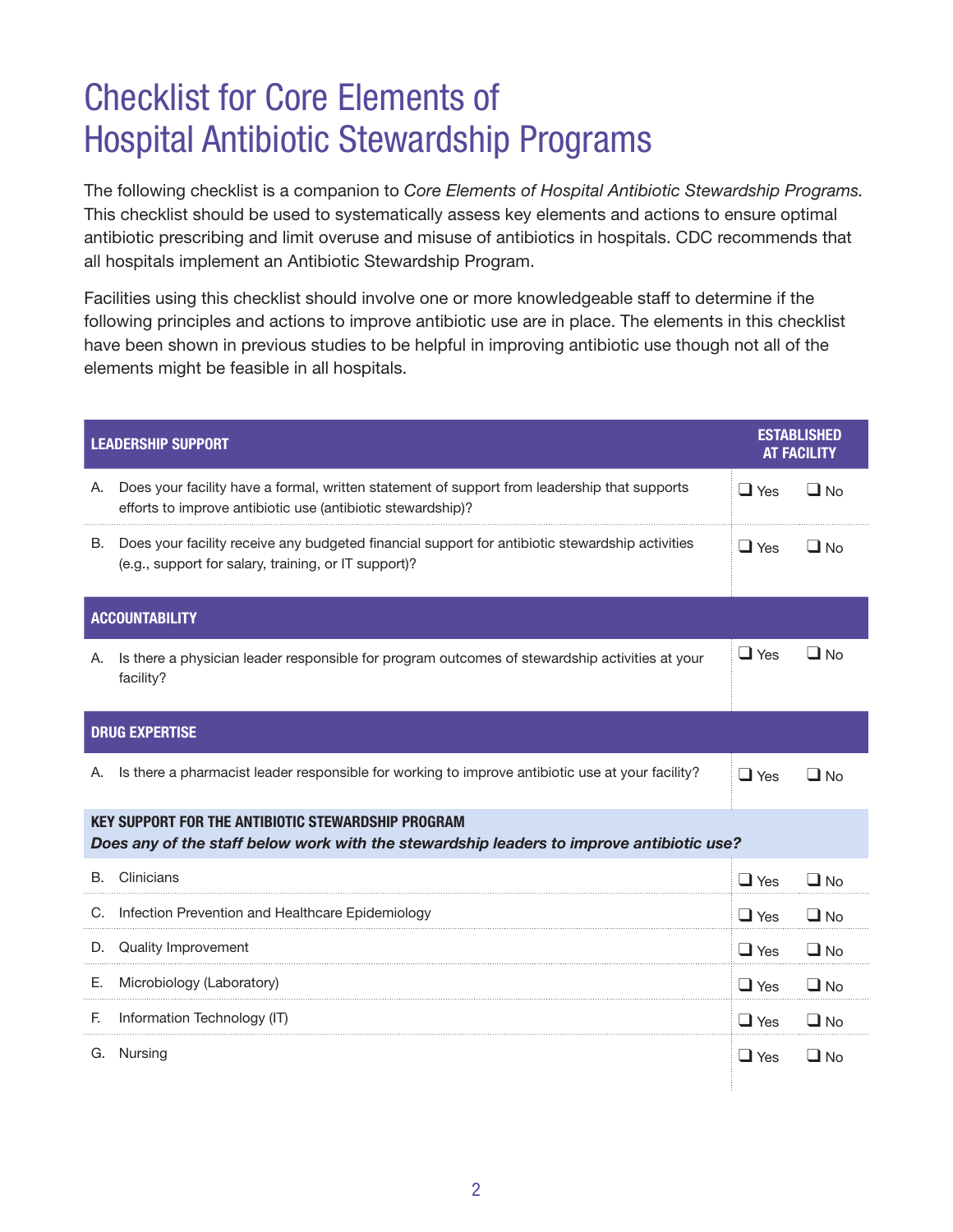# Checklist for Core Elements of Hospital Antibiotic Stewardship Programs

The following checklist is a companion to *Core Elements of Hospital Antibiotic Stewardship Programs.* This checklist should be used to systematically assess key elements and actions to ensure optimal antibiotic prescribing and limit overuse and misuse of antibiotics in hospitals. CDC recommends that all hospitals implement an Antibiotic Stewardship Program.

Facilities using this checklist should involve one or more knowledgeable staff to determine if the following principles and actions to improve antibiotic use are in place. The elements in this checklist have been shown in previous studies to be helpful in improving antibiotic use though not all of the elements might be feasible in all hospitals.

| LEADERSHIP SUPPORT | ESTABLISHED AT FACILITY | |
|---|---|---|
| A. Does your facility have a formal, written statement of support from leadership that supports efforts to improve antibiotic use (antibiotic stewardship)? | ❑ Yes | ❑ No |
| B. Does your facility receive any budgeted financial support for antibiotic stewardship activities (e.g., support for salary, training, or IT support)? | ❑ Yes | ❑ No |
| **ACCOUNTABILITY** | | |
| A. Is there a physician leader responsible for program outcomes of stewardship activities at your facility? | ❑ Yes | ❑ No |
| **DRUG EXPERTISE** | | |
| A. Is there a pharmacist leader responsible for working to improve antibiotic use at your facility? | ❑ Yes | ❑ No |
| **KEY SUPPORT FOR THE ANTIBIOTIC STEWARDSHIP PROGRAM** *Does any of the staff below work with the stewardship leaders to improve antibiotic use?* | | |
| B. Clinicians | ❑ Yes | ❑ No |
| C. Infection Prevention and Healthcare Epidemiology | ❑ Yes | ❑ No |
| D. Quality Improvement | ❑ Yes | ❑ No |
| E. Microbiology (Laboratory) | ❑ Yes | ❑ No |
| F. Information Technology (IT) | ❑ Yes | ❑ No |
| G. Nursing | ❑ Yes | ❑ No |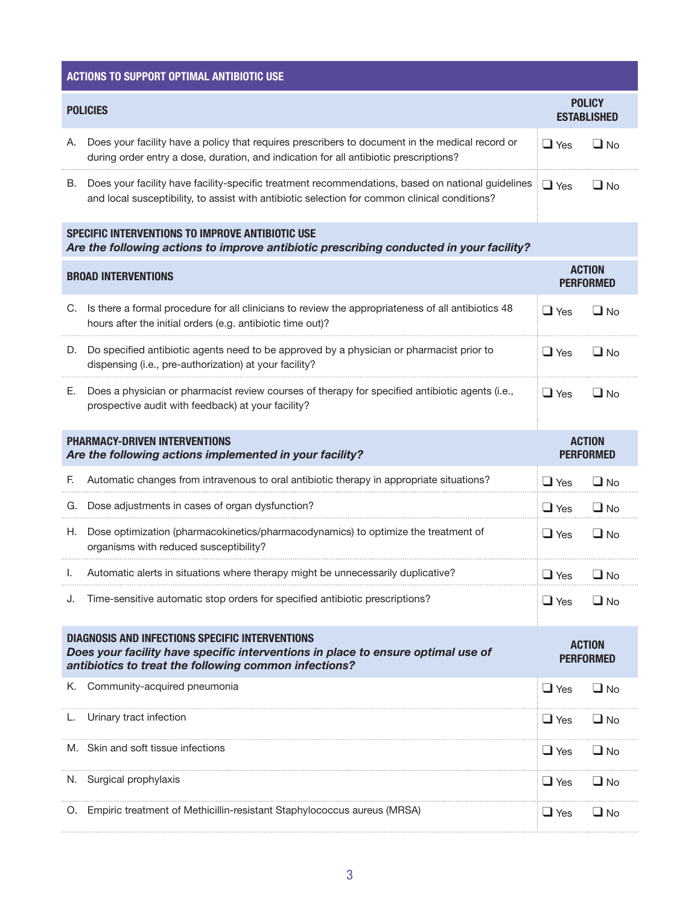| ACTIONS TO SUPPORT OPTIMAL ANTIBIOTIC USE | |
|---|---|
| **POLICIES** | **POLICY ESTABLISHED** |
| A. Does your facility have a policy that requires prescribers to document in the medical record or during order entry a dose, duration, and indication for all antibiotic prescriptions? | ❑ Yes ❑ No |
| B. Does your facility have facility-specific treatment recommendations, based on national guidelines and local susceptibility, to assist with antibiotic selection for common clinical conditions? | ❑ Yes ❑ No |
| **SPECIFIC INTERVENTIONS TO IMPROVE ANTIBIOTIC USE** ***Are the following actions to improve antibiotic prescribing conducted in your facility?*** | |
| **BROAD INTERVENTIONS** | **ACTION PERFORMED** |
| C. Is there a formal procedure for all clinicians to review the appropriateness of all antibiotics 48 hours after the initial orders (e.g. antibiotic time out)? | ❑ Yes ❑ No |
| D. Do specified antibiotic agents need to be approved by a physician or pharmacist prior to dispensing (i.e., pre-authorization) at your facility? | ❑ Yes ❑ No |
| E. Does a physician or pharmacist review courses of therapy for specified antibiotic agents (i.e., prospective audit with feedback) at your facility? | ❑ Yes ❑ No |
| **PHARMACY-DRIVEN INTERVENTIONS** ***Are the following actions implemented in your facility?*** | **ACTION PERFORMED** |
| F. Automatic changes from intravenous to oral antibiotic therapy in appropriate situations? | ❑ Yes ❑ No |
| G. Dose adjustments in cases of organ dysfunction? | ❑ Yes ❑ No |
| H. Dose optimization (pharmacokinetics/pharmacodynamics) to optimize the treatment of organisms with reduced susceptibility? | ❑ Yes ❑ No |
| I. Automatic alerts in situations where therapy might be unnecessarily duplicative? | ❑ Yes ❑ No |
| J. Time-sensitive automatic stop orders for specified antibiotic prescriptions? | ❑ Yes ❑ No |
| **DIAGNOSIS AND INFECTIONS SPECIFIC INTERVENTIONS** ***Does your facility have specific interventions in place to ensure optimal use of antibiotics to treat the following common infections?*** | **ACTION PERFORMED** |
| K. Community-acquired pneumonia | ❑ Yes ❑ No |
| L. Urinary tract infection | ❑ Yes ❑ No |
| M. Skin and soft tissue infections | ❑ Yes ❑ No |
| N. Surgical prophylaxis | ❑ Yes ❑ No |
| O. Empiric treatment of Methicillin-resistant Staphylococcus aureus (MRSA) | ❑ Yes ❑ No |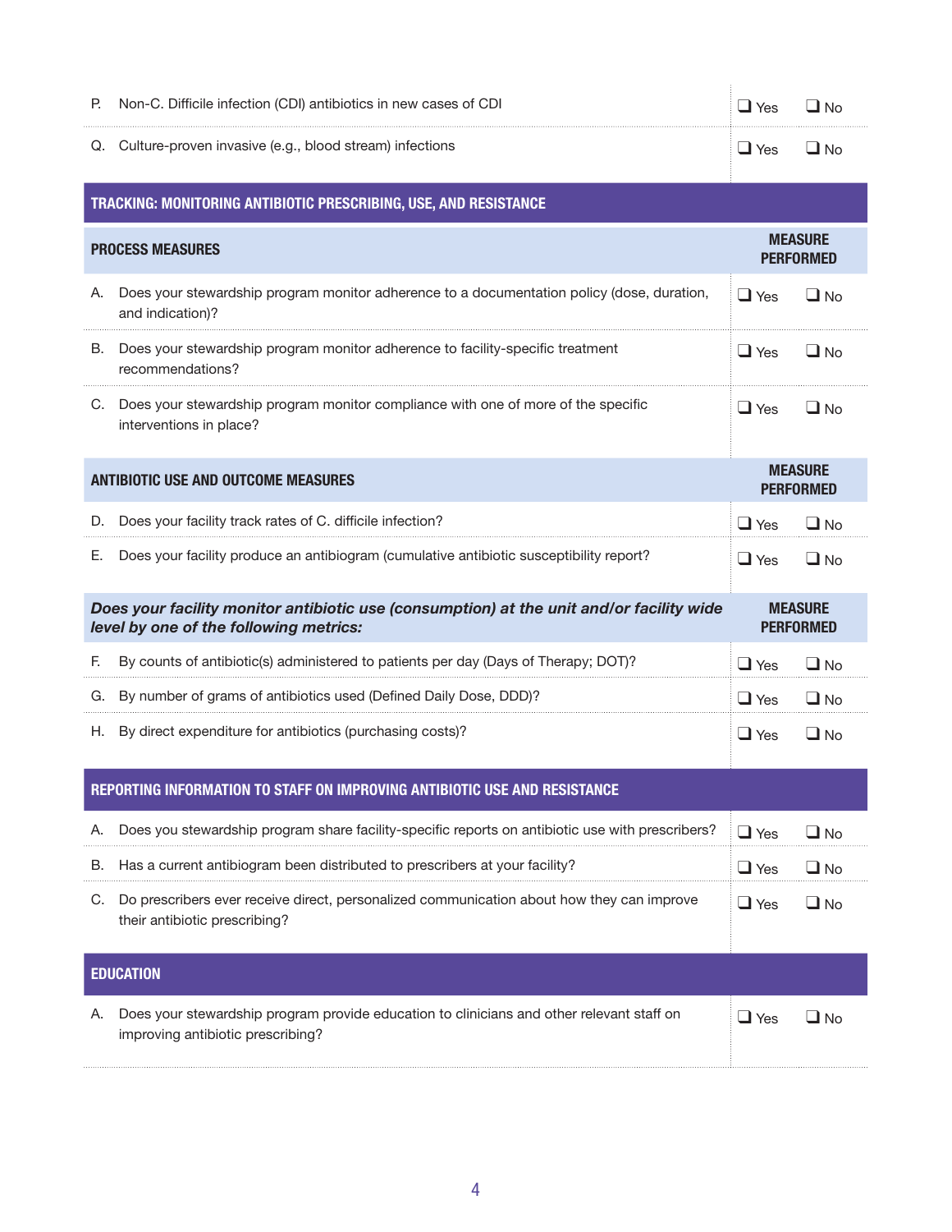| | | |
|---|---|---|
| P. | Non-C. Difficile infection (CDI) antibiotics in new cases of CDI | ❑ Yes ❑ No |
| Q. | Culture-proven invasive (e.g., blood stream) infections | ❑ Yes ❑ No |

## TRACKING: MONITORING ANTIBIOTIC PRESCRIBING, USE, AND RESISTANCE

| | PROCESS MEASURES | MEASURE PERFORMED |
|---|---|---|
| A. | Does your stewardship program monitor adherence to a documentation policy (dose, duration, and indication)? | ❑ Yes ❑ No |
| B. | Does your stewardship program monitor adherence to facility-specific treatment recommendations? | ❑ Yes ❑ No |
| C. | Does your stewardship program monitor compliance with one of more of the specific interventions in place? | ❑ Yes ❑ No |

| | ANTIBIOTIC USE AND OUTCOME MEASURES | MEASURE PERFORMED |
|---|---|---|
| D. | Does your facility track rates of C. difficile infection? | ❑ Yes ❑ No |
| E. | Does your facility produce an antibiogram (cumulative antibiotic susceptibility report? | ❑ Yes ❑ No |

| | ***Does your facility monitor antibiotic use (consumption) at the unit and/or facility wide level by one of the following metrics:*** | MEASURE PERFORMED |
|---|---|---|
| F. | By counts of antibiotic(s) administered to patients per day (Days of Therapy; DOT)? | ❑ Yes ❑ No |
| G. | By number of grams of antibiotics used (Defined Daily Dose, DDD)? | ❑ Yes ❑ No |
| H. | By direct expenditure for antibiotics (purchasing costs)? | ❑ Yes ❑ No |

## REPORTING INFORMATION TO STAFF ON IMPROVING ANTIBIOTIC USE AND RESISTANCE

| | | |
|---|---|---|
| A. | Does you stewardship program share facility-specific reports on antibiotic use with prescribers? | ❑ Yes ❑ No |
| B. | Has a current antibiogram been distributed to prescribers at your facility? | ❑ Yes ❑ No |
| C. | Do prescribers ever receive direct, personalized communication about how they can improve their antibiotic prescribing? | ❑ Yes ❑ No |

## EDUCATION

| | | |
|---|---|---|
| A. | Does your stewardship program provide education to clinicians and other relevant staff on improving antibiotic prescribing? | ❑ Yes ❑ No |